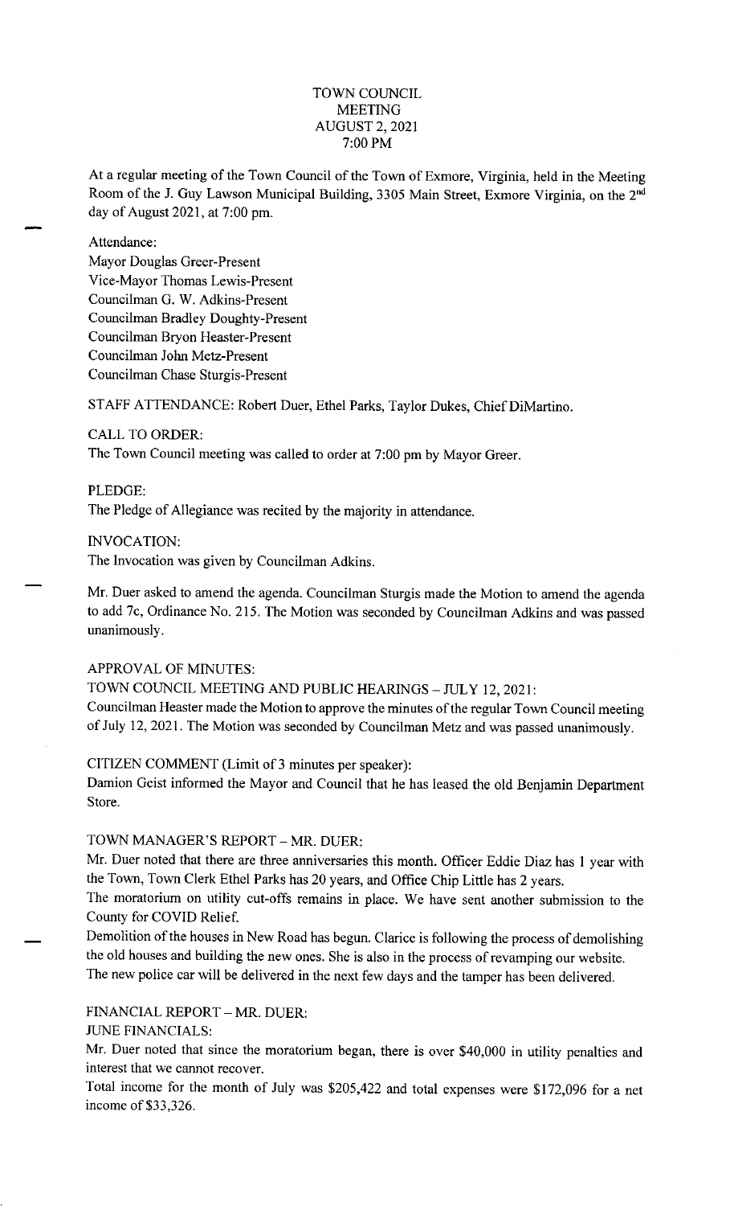# TOWN COUNCIL
## MEETING
## AUGUST 2, 2021
## 7:00 PM

At a regular meeting of the Town Council of the Town of Exmore, Virginia, held in the Meeting Room of the J. Guy Lawson Municipal Building, 3305 Main Street, Exmore Virginia, on the 2nd day of August 2021, at 7:00 pm.

Attendance:
Mayor Douglas Greer-Present
Vice-Mayor Thomas Lewis-Present
Councilman G. W. Adkins-Present
Councilman Bradley Doughty-Present
Councilman Bryon Heaster-Present
Councilman John Metz-Present
Councilman Chase Sturgis-Present

STAFF ATTENDANCE: Robert Duer, Ethel Parks, Taylor Dukes, Chief DiMartino.

CALL TO ORDER:
The Town Council meeting was called to order at 7:00 pm by Mayor Greer.

PLEDGE:
The Pledge of Allegiance was recited by the majority in attendance.

INVOCATION:
The Invocation was given by Councilman Adkins.

Mr. Duer asked to amend the agenda. Councilman Sturgis made the Motion to amend the agenda to add 7c, Ordinance No. 215. The Motion was seconded by Councilman Adkins and was passed unanimously.

APPROVAL OF MINUTES:
TOWN COUNCIL MEETING AND PUBLIC HEARINGS – JULY 12, 2021:
Councilman Heaster made the Motion to approve the minutes of the regular Town Council meeting of July 12, 2021. The Motion was seconded by Councilman Metz and was passed unanimously.

CITIZEN COMMENT (Limit of 3 minutes per speaker):
Damion Geist informed the Mayor and Council that he has leased the old Benjamin Department Store.

TOWN MANAGER'S REPORT – MR. DUER:
Mr. Duer noted that there are three anniversaries this month. Officer Eddie Diaz has 1 year with the Town, Town Clerk Ethel Parks has 20 years, and Office Chip Little has 2 years.
The moratorium on utility cut-offs remains in place. We have sent another submission to the County for COVID Relief.
Demolition of the houses in New Road has begun. Clarice is following the process of demolishing the old houses and building the new ones. She is also in the process of revamping our website.
The new police car will be delivered in the next few days and the tamper has been delivered.

FINANCIAL REPORT – MR. DUER:
JUNE FINANCIALS:
Mr. Duer noted that since the moratorium began, there is over $40,000 in utility penalties and interest that we cannot recover.
Total income for the month of July was $205,422 and total expenses were $172,096 for a net income of $33,326.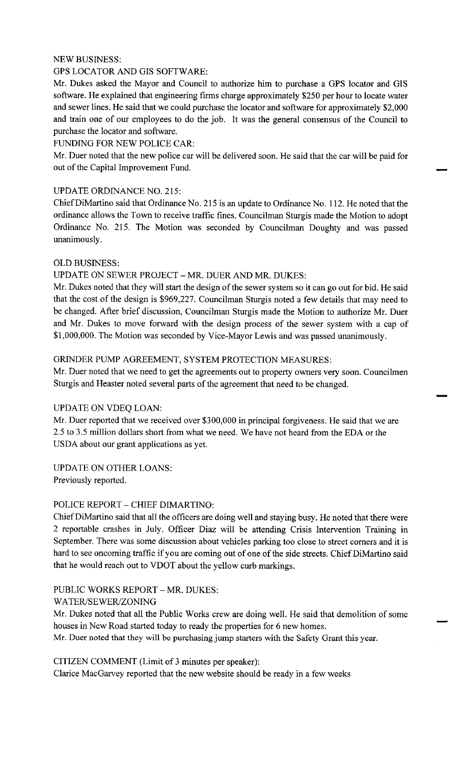NEW BUSINESS:

GPS LOCATOR AND GIS SOFTWARE:

Mr. Dukes asked the Mayor and Council to authorize him to purchase a GPS locator and GIS software. He explained that engineering firms charge approximately $250 per hour to locate water and sewer lines. He said that we could purchase the locator and software for approximately $2,000 and train one of our employees to do the job. It was the general consensus of the Council to purchase the locator and software.

FUNDING FOR NEW POLICE CAR:

Mr. Duer noted that the new police car will be delivered soon. He said that the car will be paid for out of the Capital Improvement Fund.

UPDATE ORDINANCE NO. 215:

Chief DiMartino said that Ordinance No. 215 is an update to Ordinance No. 112. He noted that the ordinance allows the Town to receive traffic fines. Councilman Sturgis made the Motion to adopt Ordinance No. 215. The Motion was seconded by Councilman Doughty and was passed unanimously.

OLD BUSINESS:

UPDATE ON SEWER PROJECT – MR. DUER AND MR. DUKES:

Mr. Dukes noted that they will start the design of the sewer system so it can go out for bid. He said that the cost of the design is $969,227. Councilman Sturgis noted a few details that may need to be changed. After brief discussion, Councilman Sturgis made the Motion to authorize Mr. Duer and Mr. Dukes to move forward with the design process of the sewer system with a cap of $1,000,000. The Motion was seconded by Vice-Mayor Lewis and was passed unanimously.

GRINDER PUMP AGREEMENT, SYSTEM PROTECTION MEASURES:

Mr. Duer noted that we need to get the agreements out to property owners very soon. Councilmen Sturgis and Heaster noted several parts of the agreement that need to be changed.

UPDATE ON VDEQ LOAN:

Mr. Duer reported that we received over $300,000 in principal forgiveness. He said that we are 2.5 to 3.5 million dollars short from what we need. We have not heard from the EDA or the USDA about our grant applications as yet.

UPDATE ON OTHER LOANS:

Previously reported.

POLICE REPORT – CHIEF DIMARTINO:

Chief DiMartino said that all the officers are doing well and staying busy. He noted that there were 2 reportable crashes in July. Officer Diaz will be attending Crisis Intervention Training in September. There was some discussion about vehicles parking too close to street corners and it is hard to see oncoming traffic if you are coming out of one of the side streets. Chief DiMartino said that he would reach out to VDOT about the yellow curb markings.

PUBLIC WORKS REPORT – MR. DUKES:

WATER/SEWER/ZONING

Mr. Dukes noted that all the Public Works crew are doing well. He said that demolition of some houses in New Road started today to ready the properties for 6 new homes.

Mr. Duer noted that they will be purchasing jump starters with the Safety Grant this year.

CITIZEN COMMENT (Limit of 3 minutes per speaker):

Clarice MacGarvey reported that the new website should be ready in a few weeks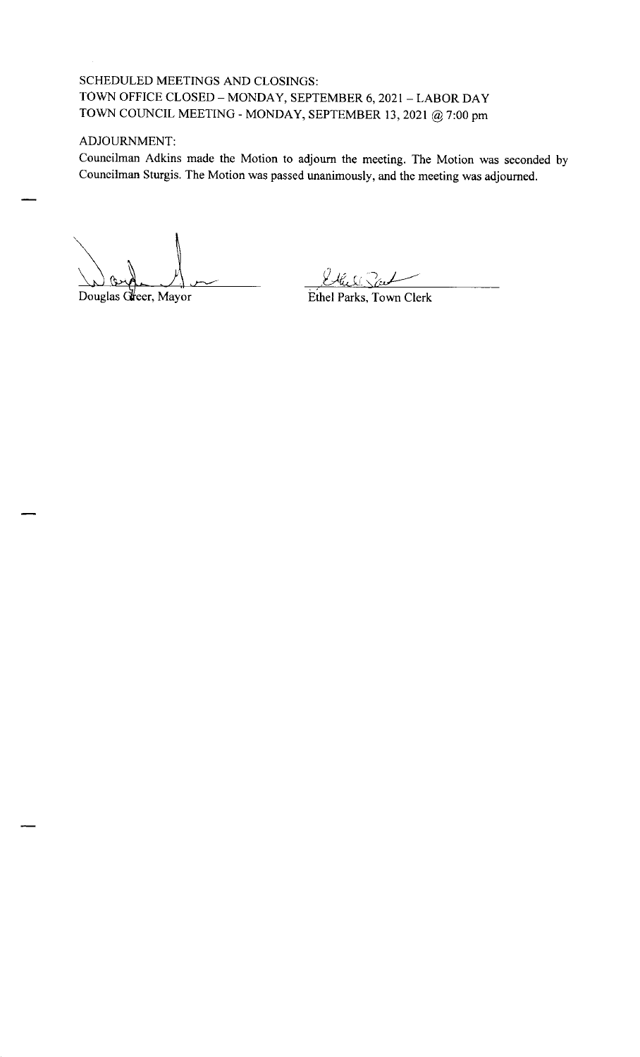SCHEDULED MEETINGS AND CLOSINGS:

TOWN OFFICE CLOSED – MONDAY, SEPTEMBER 6, 2021 – LABOR DAY

TOWN COUNCIL MEETING - MONDAY, SEPTEMBER 13, 2021 @ 7:00 pm

ADJOURNMENT:

Councilman Adkins made the Motion to adjourn the meeting. The Motion was seconded by Councilman Sturgis. The Motion was passed unanimously, and the meeting was adjourned.

Douglas Greer, Mayor

Ethel Parks, Town Clerk